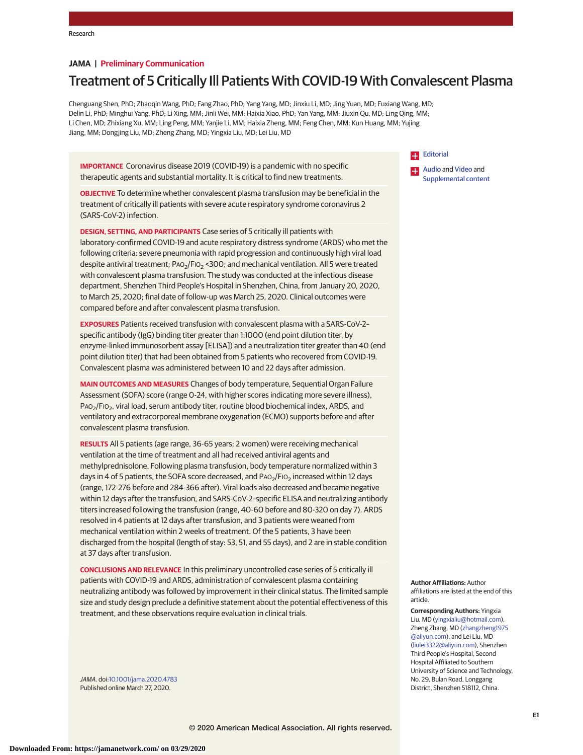JAMA | Preliminary Communication

# Treatment of 5 Critically Ill Patients With COVID-19 With Convalescent Plasma

Chenguang Shen, PhD; Zhaoqin Wang, PhD; Fang Zhao, PhD; Yang Yang, MD; Jinxiu Li, MD; Jing Yuan, MD; Fuxiang Wang, MD; Delin Li, PhD; Minghui Yang, PhD; Li Xing, MM; Jinli Wei, MM; Haixia Xiao, PhD; Yan Yang, MM; Jiuxin Qu, MD; Ling Qing, MM; Li Chen, MD; Zhixiang Xu, MM; Ling Peng, MM; Yanjie Li, MM; Haixia Zheng, MM; Feng Chen, MM; Kun Huang, MM; Yujing Jiang, MM; Dongjing Liu, MD; Zheng Zhang, MD; Yingxia Liu, MD; Lei Liu, MD

**IMPORTANCE** Coronavirus disease 2019 (COVID-19) is a pandemic with no specific therapeutic agents and substantial mortality. It is critical to find new treatments.

**OBJECTIVE** To determine whether convalescent plasma transfusion may be beneficial in the treatment of critically ill patients with severe acute respiratory syndrome coronavirus 2 (SARS-CoV-2) infection.

**DESIGN, SETTING, AND PARTICIPANTS** Case series of 5 critically ill patients with laboratory-confirmed COVID-19 and acute respiratory distress syndrome (ARDS) who met the following criteria: severe pneumonia with rapid progression and continuously high viral load despite antiviral treatment; $PAO_2/FIO_2$ <300; and mechanical ventilation. All 5 were treated with convalescent plasma transfusion. The study was conducted at the infectious disease department, Shenzhen Third People's Hospital in Shenzhen, China, from January 20, 2020, to March 25, 2020; final date of follow-up was March 25, 2020. Clinical outcomes were compared before and after convalescent plasma transfusion.

**EXPOSURES** Patients received transfusion with convalescent plasma with a SARS-CoV-2–specific antibody (IgG) binding titer greater than 1:1000 (end point dilution titer, by enzyme-linked immunosorbent assay [ELISA]) and a neutralization titer greater than 40 (end point dilution titer) that had been obtained from 5 patients who recovered from COVID-19. Convalescent plasma was administered between 10 and 22 days after admission.

**MAIN OUTCOMES AND MEASURES** Changes of body temperature, Sequential Organ Failure Assessment (SOFA) score (range 0-24, with higher scores indicating more severe illness), $PAO_2/FIO_2$, viral load, serum antibody titer, routine blood biochemical index, ARDS, and ventilatory and extracorporeal membrane oxygenation (ECMO) supports before and after convalescent plasma transfusion.

**RESULTS** All 5 patients (age range, 36-65 years; 2 women) were receiving mechanical ventilation at the time of treatment and all had received antiviral agents and methylprednisolone. Following plasma transfusion, body temperature normalized within 3 days in 4 of 5 patients, the SOFA score decreased, and $PAO_2/FIO_2$ increased within 12 days (range, 172-276 before and 284-366 after). Viral loads also decreased and became negative within 12 days after the transfusion, and SARS-CoV-2–specific ELISA and neutralizing antibody titers increased following the transfusion (range, 40-60 before and 80-320 on day 7). ARDS resolved in 4 patients at 12 days after transfusion, and 3 patients were weaned from mechanical ventilation within 2 weeks of treatment. Of the 5 patients, 3 have been discharged from the hospital (length of stay: 53, 51, and 55 days), and 2 are in stable condition at 37 days after transfusion.

**CONCLUSIONS AND RELEVANCE** In this preliminary uncontrolled case series of 5 critically ill patients with COVID-19 and ARDS, administration of convalescent plasma containing neutralizing antibody was followed by improvement in their clinical status. The limited sample size and study design preclude a definitive statement about the potential effectiveness of this treatment, and these observations require evaluation in clinical trials.

*JAMA*. doi:10.1001/jama.2020.4783
Published online March 27, 2020.

Editorial

Audio and Video and Supplemental content

**Author Affiliations:** Author affiliations are listed at the end of this article.

**Corresponding Authors:** Yingxia Liu, MD (yingxialiu@hotmail.com), Zheng Zhang, MD (zhangzheng1975@aliyun.com), and Lei Liu, MD (liulei3322@aliyun.com), Shenzhen Third People's Hospital, Second Hospital Affiliated to Southern University of Science and Technology, No. 29, Bulan Road, Longgang District, Shenzhen 518112, China.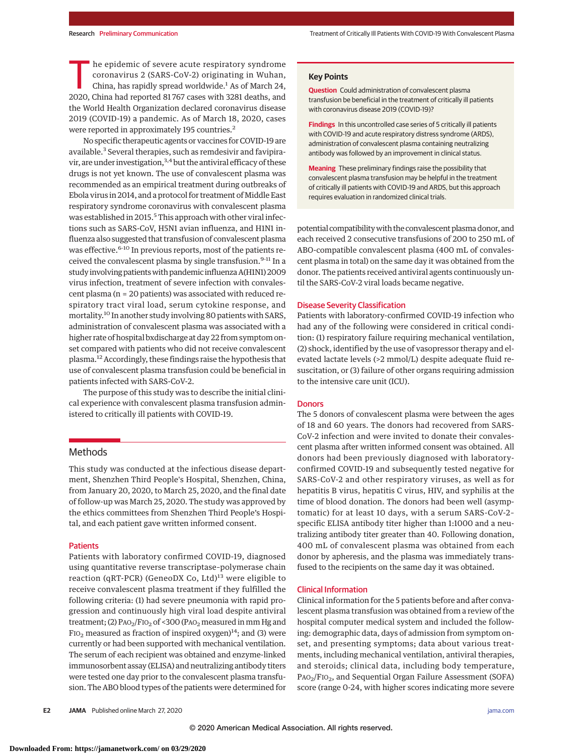The epidemic of severe acute respiratory syndrome coronavirus 2 (SARS-CoV-2) originating in Wuhan, China, has rapidly spread worldwide.[1] As of March 24, 2020, China had reported 81 767 cases with 3281 deaths, and the World Health Organization declared coronavirus disease 2019 (COVID-19) a pandemic. As of March 18, 2020, cases were reported in approximately 195 countries.[2]

No specific therapeutic agents or vaccines for COVID-19 are available.[3] Several therapies, such as remdesivir and favipiravir, are under investigation,[3,4] but the antiviral efficacy of these drugs is not yet known. The use of convalescent plasma was recommended as an empirical treatment during outbreaks of Ebola virus in 2014, and a protocol for treatment of Middle East respiratory syndrome coronavirus with convalescent plasma was established in 2015.[5] This approach with other viral infections such as SARS-CoV, H5N1 avian influenza, and H1N1 influenza also suggested that transfusion of convalescent plasma was effective.[6-10] In previous reports, most of the patients received the convalescent plasma by single transfusion.[9-11] In a study involving patients with pandemic influenza A(H1N1) 2009 virus infection, treatment of severe infection with convalescent plasma (n = 20 patients) was associated with reduced respiratory tract viral load, serum cytokine response, and mortality.[10] In another study involving 80 patients with SARS, administration of convalescent plasma was associated with a higher rate of hospital bxdischarge at day 22 from symptom onset compared with patients who did not receive convalescent plasma.[12] Accordingly, these findings raise the hypothesis that use of convalescent plasma transfusion could be beneficial in patients infected with SARS-CoV-2.

The purpose of this study was to describe the initial clinical experience with convalescent plasma transfusion administered to critically ill patients with COVID-19.

## Key Points

**Question** Could administration of convalescent plasma transfusion be beneficial in the treatment of critically ill patients with coronavirus disease 2019 (COVID-19)?

**Findings** In this uncontrolled case series of 5 critically ill patients with COVID-19 and acute respiratory distress syndrome (ARDS), administration of convalescent plasma containing neutralizing antibody was followed by an improvement in clinical status.

**Meaning** These preliminary findings raise the possibility that convalescent plasma transfusion may be helpful in the treatment of critically ill patients with COVID-19 and ARDS, but this approach requires evaluation in randomized clinical trials.

## Methods

This study was conducted at the infectious disease department, Shenzhen Third People's Hospital, Shenzhen, China, from January 20, 2020, to March 25, 2020, and the final date of follow-up was March 25, 2020. The study was approved by the ethics committees from Shenzhen Third People's Hospital, and each patient gave written informed consent.

### Patients

Patients with laboratory confirmed COVID-19, diagnosed using quantitative reverse transcriptase-polymerase chain reaction (qRT-PCR) (GeneoDX Co, Ltd)[13] were eligible to receive convalescent plasma treatment if they fulfilled the following criteria: (1) had severe pneumonia with rapid progression and continuously high viral load despite antiviral treatment; (2) $PAO_2/FIO_2$ of <300 ($PAO_2$ measured in mm Hg and $FIO_2$ measured as fraction of inspired oxygen)[14]; and (3) were currently or had been supported with mechanical ventilation. The serum of each recipient was obtained and enzyme-linked immunosorbent assay (ELISA) and neutralizing antibody titers were tested one day prior to the convalescent plasma transfusion. The ABO blood types of the patients were determined for potential compatibility with the convalescent plasma donor, and each received 2 consecutive transfusions of 200 to 250 mL of ABO-compatible convalescent plasma (400 mL of convalescent plasma in total) on the same day it was obtained from the donor. The patients received antiviral agents continuously until the SARS-CoV-2 viral loads became negative.

### Disease Severity Classification

Patients with laboratory-confirmed COVID-19 infection who had any of the following were considered in critical condition: (1) respiratory failure requiring mechanical ventilation, (2) shock, identified by the use of vasopressor therapy and elevated lactate levels (>2 mmol/L) despite adequate fluid resuscitation, or (3) failure of other organs requiring admission to the intensive care unit (ICU).

### Donors

The 5 donors of convalescent plasma were between the ages of 18 and 60 years. The donors had recovered from SARS-CoV-2 infection and were invited to donate their convalescent plasma after written informed consent was obtained. All donors had been previously diagnosed with laboratory-confirmed COVID-19 and subsequently tested negative for SARS-CoV-2 and other respiratory viruses, as well as for hepatitis B virus, hepatitis C virus, HIV, and syphilis at the time of blood donation. The donors had been well (asymptomatic) for at least 10 days, with a serum SARS-CoV-2-specific ELISA antibody titer higher than 1:1000 and a neutralizing antibody titer greater than 40. Following donation, 400 mL of convalescent plasma was obtained from each donor by apheresis, and the plasma was immediately transfused to the recipients on the same day it was obtained.

### Clinical Information

Clinical information for the 5 patients before and after convalescent plasma transfusion was obtained from a review of the hospital computer medical system and included the following: demographic data, days of admission from symptom onset, and presenting symptoms; data about various treatments, including mechanical ventilation, antiviral therapies, and steroids; clinical data, including body temperature, $PAO_2/FIO_2$, and Sequential Organ Failure Assessment (SOFA) score (range 0-24, with higher scores indicating more severe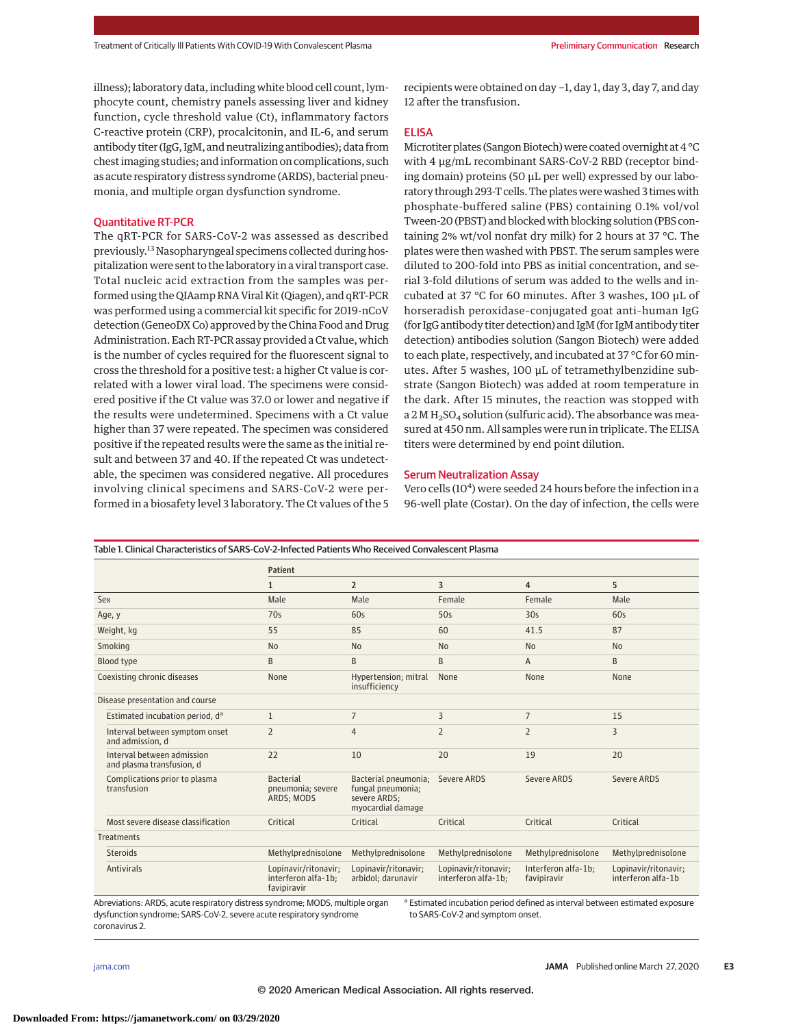illness); laboratory data, including white blood cell count, lymphocyte count, chemistry panels assessing liver and kidney function, cycle threshold value (Ct), inflammatory factors C-reactive protein (CRP), procalcitonin, and IL-6, and serum antibody titer (IgG, IgM, and neutralizing antibodies); data from chest imaging studies; and information on complications, such as acute respiratory distress syndrome (ARDS), bacterial pneumonia, and multiple organ dysfunction syndrome.

## Quantitative RT-PCR

The qRT-PCR for SARS-CoV-2 was assessed as described previously.[13] Nasopharyngeal specimens collected during hospitalization were sent to the laboratory in a viral transport case. Total nucleic acid extraction from the samples was performed using the QIAamp RNA Viral Kit (Qiagen), and qRT-PCR was performed using a commercial kit specific for 2019-nCoV detection (GeneoDX Co) approved by the China Food and Drug Administration. Each RT-PCR assay provided a Ct value, which is the number of cycles required for the fluorescent signal to cross the threshold for a positive test: a higher Ct value is correlated with a lower viral load. The specimens were considered positive if the Ct value was 37.0 or lower and negative if the results were undetermined. Specimens with a Ct value higher than 37 were repeated. The specimen was considered positive if the repeated results were the same as the initial result and between 37 and 40. If the repeated Ct was undetectable, the specimen was considered negative. All procedures involving clinical specimens and SARS-CoV-2 were performed in a biosafety level 3 laboratory. The Ct values of the 5 recipients were obtained on day −1, day 1, day 3, day 7, and day 12 after the transfusion.

## ELISA

Microtiter plates (Sangon Biotech) were coated overnight at 4 °C with 4 μg/mL recombinant SARS-CoV-2 RBD (receptor binding domain) proteins (50 μL per well) expressed by our laboratory through 293-T cells. The plates were washed 3 times with phosphate-buffered saline (PBS) containing 0.1% vol/vol Tween-20 (PBST) and blocked with blocking solution (PBS containing 2% wt/vol nonfat dry milk) for 2 hours at 37 °C. The plates were then washed with PBST. The serum samples were diluted to 200-fold into PBS as initial concentration, and serial 3-fold dilutions of serum was added to the wells and incubated at 37 °C for 60 minutes. After 3 washes, 100 μL of horseradish peroxidase-conjugated goat anti-human IgG (for IgG antibody titer detection) and IgM (for IgM antibody titer detection) antibodies solution (Sangon Biotech) were added to each plate, respectively, and incubated at 37 °C for 60 minutes. After 5 washes, 100 μL of tetramethylbenzidine substrate (Sangon Biotech) was added at room temperature in the dark. After 15 minutes, the reaction was stopped with a 2 M $H_2SO_4$ solution (sulfuric acid). The absorbance was measured at 450 nm. All samples were run in triplicate. The ELISA titers were determined by end point dilution.

## Serum Neutralization Assay

Vero cells ($10^4$) were seeded 24 hours before the infection in a 96-well plate (Costar). On the day of infection, the cells were

Table 1. Clinical Characteristics of SARS-CoV-2-Infected Patients Who Received Convalescent Plasma

| | Patient 1 | Patient 2 | Patient 3 | Patient 4 | Patient 5 |
|---|---|---|---|---|---|
| Sex | Male | Male | Female | Female | Male |
| Age, y | 70s | 60s | 50s | 30s | 60s |
| Weight, kg | 55 | 85 | 60 | 41.5 | 87 |
| Smoking | No | No | No | No | No |
| Blood type | B | B | B | A | B |
| Coexisting chronic diseases | None | Hypertension; mitral insufficiency | None | None | None |
| **Disease presentation and course** | | | | | |
| Estimated incubation period, d[a] | 1 | 7 | 3 | 7 | 15 |
| Interval between symptom onset and admission, d | 2 | 4 | 2 | 2 | 3 |
| Interval between admission and plasma transfusion, d | 22 | 10 | 20 | 19 | 20 |
| Complications prior to plasma transfusion | Bacterial pneumonia; severe ARDS; MODS | Bacterial pneumonia; fungal pneumonia; severe ARDS; myocardial damage | Severe ARDS | Severe ARDS | Severe ARDS |
| Most severe disease classification | Critical | Critical | Critical | Critical | Critical |
| **Treatments** | | | | | |
| Steroids | Methylprednisolone | Methylprednisolone | Methylprednisolone | Methylprednisolone | Methylprednisolone |
| Antivirals | Lopinavir/ritonavir; interferon alfa-1b; favipiravir | Lopinavir/ritonavir; arbidol; darunavir | Lopinavir/ritonavir; interferon alfa-1b; | Interferon alfa-1b; favipiravir | Lopinavir/ritonavir; interferon alfa-1b |

Abreviations: ARDS, acute respiratory distress syndrome; MODS, multiple organ dysfunction syndrome; SARS-CoV-2, severe acute respiratory syndrome coronavirus 2.

[a] Estimated incubation period defined as interval between estimated exposure to SARS-CoV-2 and symptom onset.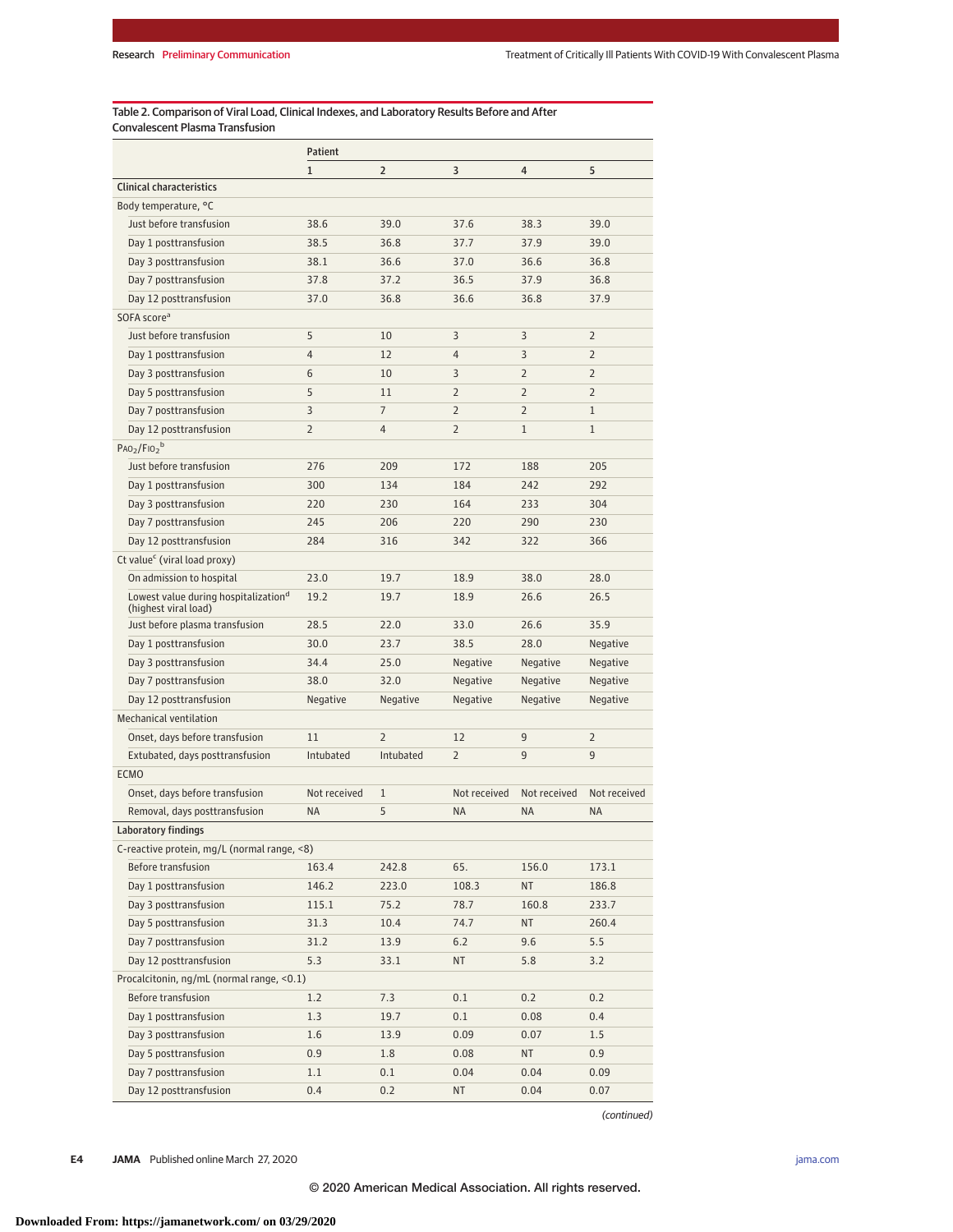Table 2. Comparison of Viral Load, Clinical Indexes, and Laboratory Results Before and After Convalescent Plasma Transfusion

| | Patient | | | | |
|---|---|---|---|---|---|
| | 1 | 2 | 3 | 4 | 5 |
| **Clinical characteristics** | | | | | |
| Body temperature, °C | | | | | |
| Just before transfusion | 38.6 | 39.0 | 37.6 | 38.3 | 39.0 |
| Day 1 posttransfusion | 38.5 | 36.8 | 37.7 | 37.9 | 39.0 |
| Day 3 posttransfusion | 38.1 | 36.6 | 37.0 | 36.6 | 36.8 |
| Day 7 posttransfusion | 37.8 | 37.2 | 36.5 | 37.9 | 36.8 |
| Day 12 posttransfusion | 37.0 | 36.8 | 36.6 | 36.8 | 37.9 |
| SOFA score[a] | | | | | |
| Just before transfusion | 5 | 10 | 3 | 3 | 2 |
| Day 1 posttransfusion | 4 | 12 | 4 | 3 | 2 |
| Day 3 posttransfusion | 6 | 10 | 3 | 2 | 2 |
| Day 5 posttransfusion | 5 | 11 | 2 | 2 | 2 |
| Day 7 posttransfusion | 3 | 7 | 2 | 2 | 1 |
| Day 12 posttransfusion | 2 | 4 | 2 | 1 | 1 |
| $PaO_2/FiO_2$[b] | | | | | |
| Just before transfusion | 276 | 209 | 172 | 188 | 205 |
| Day 1 posttransfusion | 300 | 134 | 184 | 242 | 292 |
| Day 3 posttransfusion | 220 | 230 | 164 | 233 | 304 |
| Day 7 posttransfusion | 245 | 206 | 220 | 290 | 230 |
| Day 12 posttransfusion | 284 | 316 | 342 | 322 | 366 |
| Ct value[c] (viral load proxy) | | | | | |
| On admission to hospital | 23.0 | 19.7 | 18.9 | 38.0 | 28.0 |
| Lowest value during hospitalization[d] (highest viral load) | 19.2 | 19.7 | 18.9 | 26.6 | 26.5 |
| Just before plasma transfusion | 28.5 | 22.0 | 33.0 | 26.6 | 35.9 |
| Day 1 posttransfusion | 30.0 | 23.7 | 38.5 | 28.0 | Negative |
| Day 3 posttransfusion | 34.4 | 25.0 | Negative | Negative | Negative |
| Day 7 posttransfusion | 38.0 | 32.0 | Negative | Negative | Negative |
| Day 12 posttransfusion | Negative | Negative | Negative | Negative | Negative |
| Mechanical ventilation | | | | | |
| Onset, days before transfusion | 11 | 2 | 12 | 9 | 2 |
| Extubated, days posttransfusion | Intubated | Intubated | 2 | 9 | 9 |
| ECMO | | | | | |
| Onset, days before transfusion | Not received | 1 | Not received | Not received | Not received |
| Removal, days posttransfusion | NA | 5 | NA | NA | NA |
| **Laboratory findings** | | | | | |
| C-reactive protein, mg/L (normal range, <8) | | | | | |
| Before transfusion | 163.4 | 242.8 | 65. | 156.0 | 173.1 |
| Day 1 posttransfusion | 146.2 | 223.0 | 108.3 | NT | 186.8 |
| Day 3 posttransfusion | 115.1 | 75.2 | 78.7 | 160.8 | 233.7 |
| Day 5 posttransfusion | 31.3 | 10.4 | 74.7 | NT | 260.4 |
| Day 7 posttransfusion | 31.2 | 13.9 | 6.2 | 9.6 | 5.5 |
| Day 12 posttransfusion | 5.3 | 33.1 | NT | 5.8 | 3.2 |
| Procalcitonin, ng/mL (normal range, <0.1) | | | | | |
| Before transfusion | 1.2 | 7.3 | 0.1 | 0.2 | 0.2 |
| Day 1 posttransfusion | 1.3 | 19.7 | 0.1 | 0.08 | 0.4 |
| Day 3 posttransfusion | 1.6 | 13.9 | 0.09 | 0.07 | 1.5 |
| Day 5 posttransfusion | 0.9 | 1.8 | 0.08 | NT | 0.9 |
| Day 7 posttransfusion | 1.1 | 0.1 | 0.04 | 0.04 | 0.09 |
| Day 12 posttransfusion | 0.4 | 0.2 | NT | 0.04 | 0.07 |

*(continued)*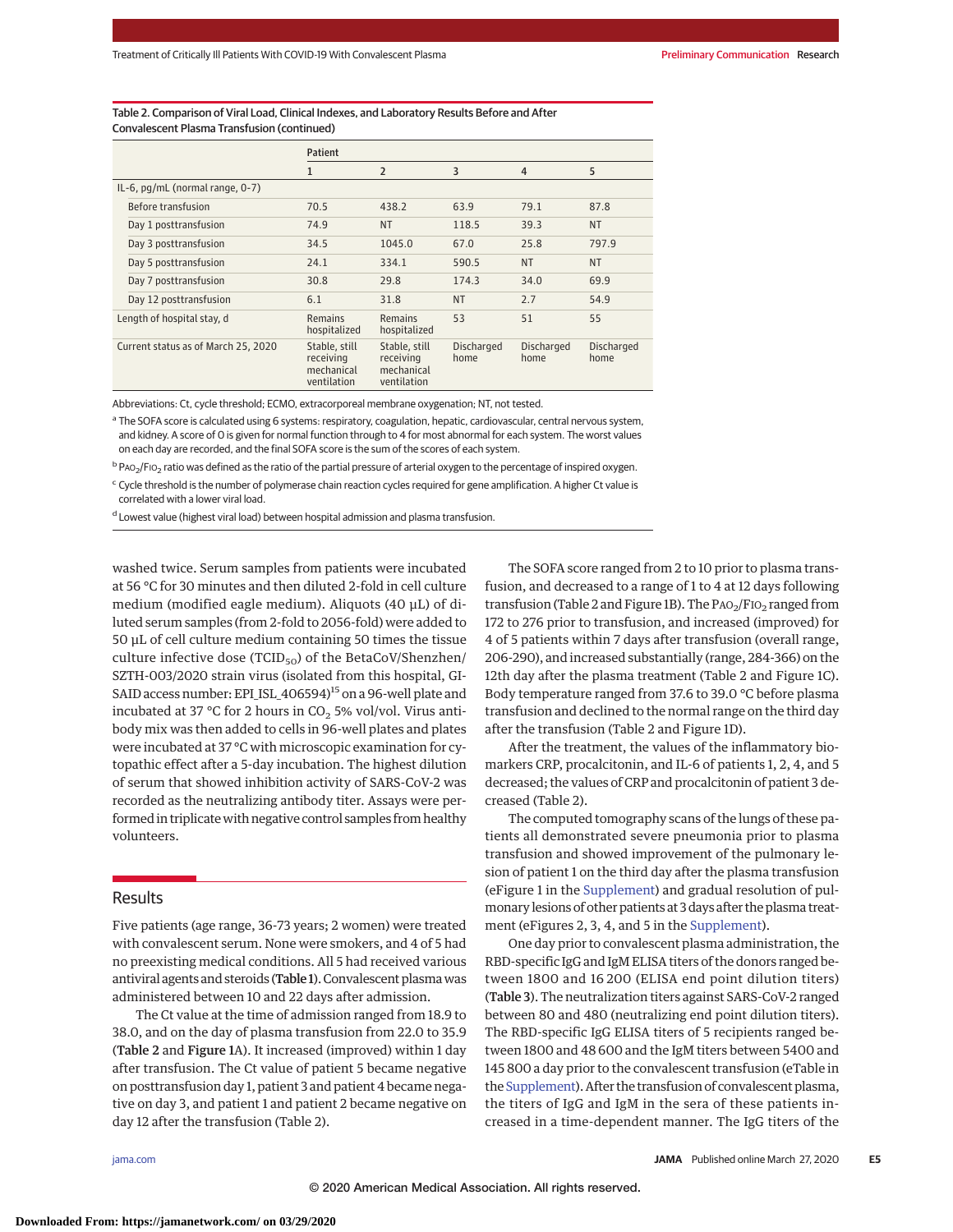Table 2. Comparison of Viral Load, Clinical Indexes, and Laboratory Results Before and After Convalescent Plasma Transfusion (continued)

| | Patient | | | | |
|---|---|---|---|---|---|
| | 1 | 2 | 3 | 4 | 5 |
| IL-6, pg/mL (normal range, 0-7) | | | | | |
| Before transfusion | 70.5 | 438.2 | 63.9 | 79.1 | 87.8 |
| Day 1 posttransfusion | 74.9 | NT | 118.5 | 39.3 | NT |
| Day 3 posttransfusion | 34.5 | 1045.0 | 67.0 | 25.8 | 797.9 |
| Day 5 posttransfusion | 24.1 | 334.1 | 590.5 | NT | NT |
| Day 7 posttransfusion | 30.8 | 29.8 | 174.3 | 34.0 | 69.9 |
| Day 12 posttransfusion | 6.1 | 31.8 | NT | 2.7 | 54.9 |
| Length of hospital stay, d | Remains hospitalized | Remains hospitalized | 53 | 51 | 55 |
| Current status as of March 25, 2020 | Stable, still receiving mechanical ventilation | Stable, still receiving mechanical ventilation | Discharged home | Discharged home | Discharged home |

Abbreviations: Ct, cycle threshold; ECMO, extracorporeal membrane oxygenation; NT, not tested.

[a] The SOFA score is calculated using 6 systems: respiratory, coagulation, hepatic, cardiovascular, central nervous system, and kidney. A score of 0 is given for normal function through to 4 for most abnormal for each system. The worst values on each day are recorded, and the final SOFA score is the sum of the scores of each system.

[b] $PaO_2/FIO_2$ ratio was defined as the ratio of the partial pressure of arterial oxygen to the percentage of inspired oxygen.

[c] Cycle threshold is the number of polymerase chain reaction cycles required for gene amplification. A higher Ct value is correlated with a lower viral load.

[d] Lowest value (highest viral load) between hospital admission and plasma transfusion.

washed twice. Serum samples from patients were incubated at 56 °C for 30 minutes and then diluted 2-fold in cell culture medium (modified eagle medium). Aliquots (40 μL) of diluted serum samples (from 2-fold to 2056-fold) were added to 50 μL of cell culture medium containing 50 times the tissue culture infective dose ($TCID_{50}$) of the BetaCoV/Shenzhen/SZTH-003/2020 strain virus (isolated from this hospital, GISAID access number: EPI_ISL_406594)[15] on a 96-well plate and incubated at 37 °C for 2 hours in $CO_2$ 5% vol/vol. Virus antibody mix was then added to cells in 96-well plates and plates were incubated at 37 °C with microscopic examination for cytopathic effect after a 5-day incubation. The highest dilution of serum that showed inhibition activity of SARS-CoV-2 was recorded as the neutralizing antibody titer. Assays were performed in triplicate with negative control samples from healthy volunteers.

## Results

Five patients (age range, 36-73 years; 2 women) were treated with convalescent serum. None were smokers, and 4 of 5 had no preexisting medical conditions. All 5 had received various antiviral agents and steroids (**Table 1**). Convalescent plasma was administered between 10 and 22 days after admission.

The Ct value at the time of admission ranged from 18.9 to 38.0, and on the day of plasma transfusion from 22.0 to 35.9 (**Table 2** and **Figure 1**A). It increased (improved) within 1 day after transfusion. The Ct value of patient 5 became negative on posttransfusion day 1, patient 3 and patient 4 became negative on day 3, and patient 1 and patient 2 became negative on day 12 after the transfusion (Table 2).

The SOFA score ranged from 2 to 10 prior to plasma transfusion, and decreased to a range of 1 to 4 at 12 days following transfusion (Table 2 and Figure 1B). The $PaO_2/FIO_2$ ranged from 172 to 276 prior to transfusion, and increased (improved) for 4 of 5 patients within 7 days after transfusion (overall range, 206-290), and increased substantially (range, 284-366) on the 12th day after the plasma treatment (Table 2 and Figure 1C). Body temperature ranged from 37.6 to 39.0 °C before plasma transfusion and declined to the normal range on the third day after the transfusion (Table 2 and Figure 1D).

After the treatment, the values of the inflammatory biomarkers CRP, procalcitonin, and IL-6 of patients 1, 2, 4, and 5 decreased; the values of CRP and procalcitonin of patient 3 decreased (Table 2).

The computed tomography scans of the lungs of these patients all demonstrated severe pneumonia prior to plasma transfusion and showed improvement of the pulmonary lesion of patient 1 on the third day after the plasma transfusion (eFigure 1 in the Supplement) and gradual resolution of pulmonary lesions of other patients at 3 days after the plasma treatment (eFigures 2, 3, 4, and 5 in the Supplement).

One day prior to convalescent plasma administration, the RBD-specific IgG and IgM ELISA titers of the donors ranged between 1800 and 16 200 (ELISA end point dilution titers) (**Table 3**). The neutralization titers against SARS-CoV-2 ranged between 80 and 480 (neutralizing end point dilution titers). The RBD-specific IgG ELISA titers of 5 recipients ranged between 1800 and 48 600 and the IgM titers between 5400 and 145 800 a day prior to the convalescent transfusion (eTable in the Supplement). After the transfusion of convalescent plasma, the titers of IgG and IgM in the sera of these patients increased in a time-dependent manner. The IgG titers of the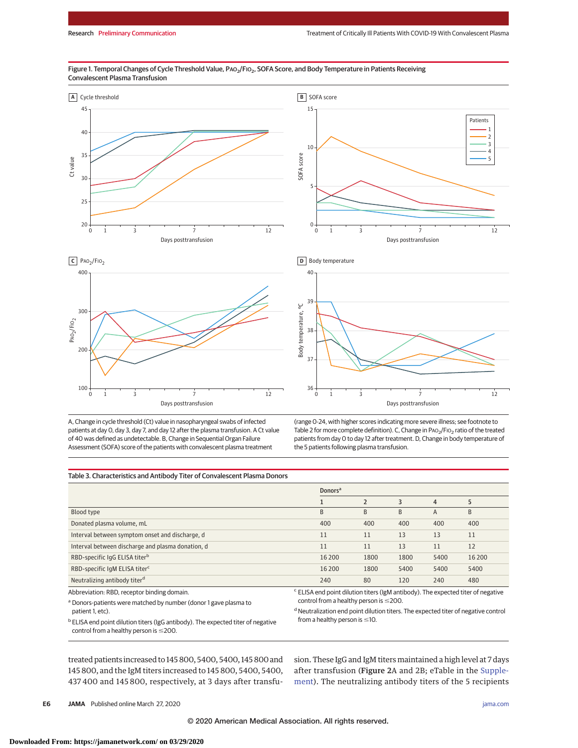Figure 1. Temporal Changes of Cycle Threshold Value, $PAO_2/FIO_2$, SOFA Score, and Body Temperature in Patients Receiving Convalescent Plasma Transfusion

A, Change in cycle threshold (Ct) value in nasopharyngeal swabs of infected patients at day 0, day 3, day 7, and day 12 after the plasma transfusion. A Ct value of 40 was defined as undetectable. B, Change in Sequential Organ Failure Assessment (SOFA) score of the patients with convalescent plasma treatment (range 0-24, with higher scores indicating more severe illness; see footnote to Table 2 for more complete definition). C, Change in $PAO_2/FIO_2$ ratio of the treated patients from day 0 to day 12 after treatment. D, Change in body temperature of the 5 patients following plasma transfusion.

Table 3. Characteristics and Antibody Titer of Convalescent Plasma Donors

| | Donors[a] | | | | |
|---|---|---|---|---|---|
| | 1 | 2 | 3 | 4 | 5 |
| Blood type | B | B | B | A | B |
| Donated plasma volume, mL | 400 | 400 | 400 | 400 | 400 |
| Interval between symptom onset and discharge, d | 11 | 11 | 13 | 13 | 11 |
| Interval between discharge and plasma donation, d | 11 | 11 | 13 | 11 | 12 |
| RBD-specific IgG ELISA titer[b] | 16 200 | 1800 | 1800 | 5400 | 16 200 |
| RBD-specific IgM ELISA titer[c] | 16 200 | 1800 | 5400 | 5400 | 5400 |
| Neutralizing antibody titer[d] | 240 | 80 | 120 | 240 | 480 |

Abbreviation: RBD, receptor binding domain.

[a] Donors-patients were matched by number (donor 1 gave plasma to patient 1, etc).

[b] ELISA end point dilution titers (IgG antibody). The expected titer of negative control from a healthy person is ≤200.

[c] ELISA end point dilution titers (IgM antibody). The expected titer of negative control from a healthy person is ≤200.

[d] Neutralization end point dilution titers. The expected titer of negative control from a healthy person is ≤10.

treated patients increased to 145 800, 5400, 5400, 145 800 and 145 800, and the IgM titers increased to 145 800, 5400, 5400, 437 400 and 145 800, respectively, at 3 days after transfusion. These IgG and IgM titers maintained a high level at 7 days after transfusion (Figure 2A and 2B; eTable in the Supplement). The neutralizing antibody titers of the 5 recipients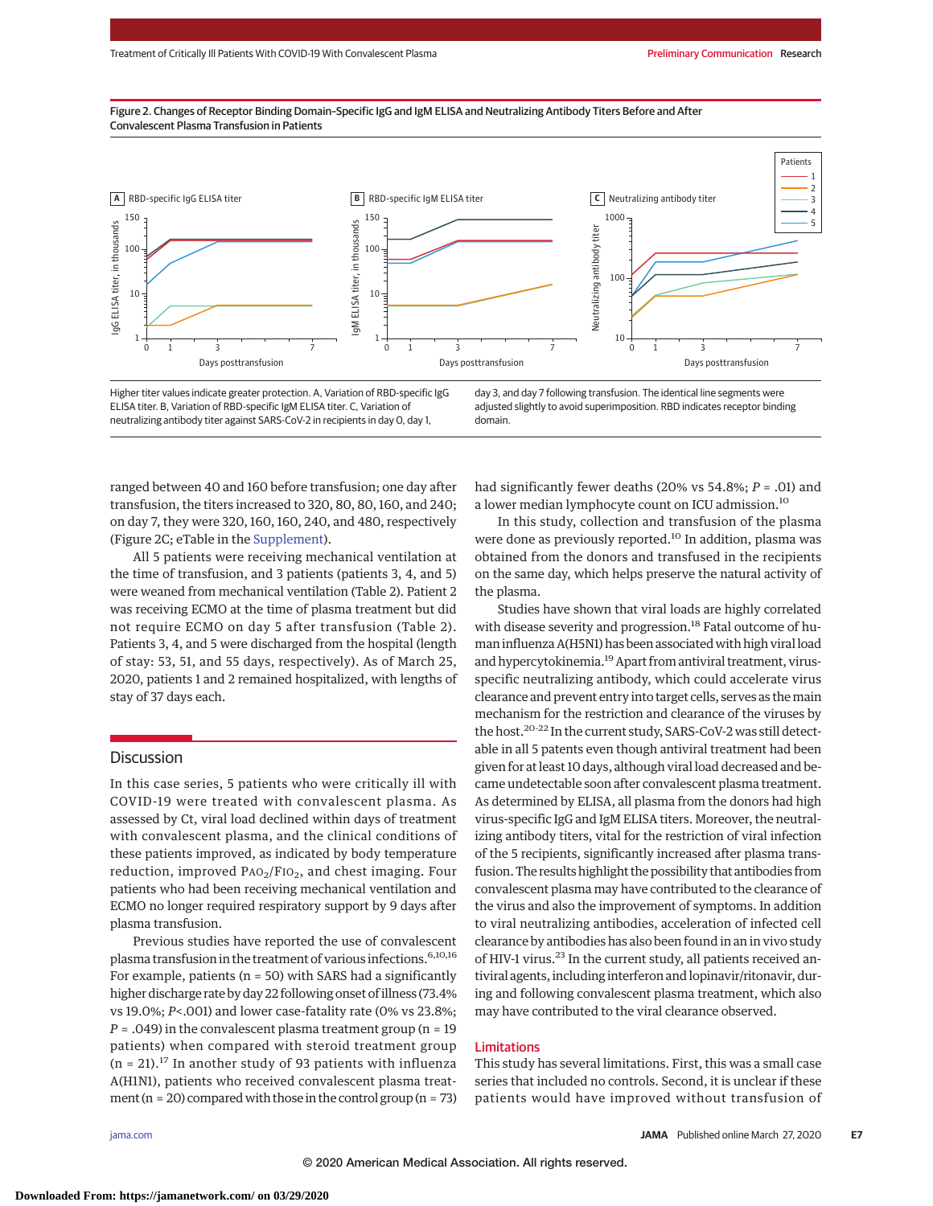Figure 2. Changes of Receptor Binding Domain–Specific IgG and IgM ELISA and Neutralizing Antibody Titers Before and After Convalescent Plasma Transfusion in Patients

Higher titer values indicate greater protection. A, Variation of RBD-specific IgG ELISA titer. B, Variation of RBD-specific IgM ELISA titer. C, Variation of neutralizing antibody titer against SARS-CoV-2 in recipients in day 0, day 1, day 3, and day 7 following transfusion. The identical line segments were adjusted slightly to avoid superimposition. RBD indicates receptor binding domain.

ranged between 40 and 160 before transfusion; one day after transfusion, the titers increased to 320, 80, 80, 160, and 240; on day 7, they were 320, 160, 160, 240, and 480, respectively (Figure 2C; eTable in the Supplement).

All 5 patients were receiving mechanical ventilation at the time of transfusion, and 3 patients (patients 3, 4, and 5) were weaned from mechanical ventilation (Table 2). Patient 2 was receiving ECMO at the time of plasma treatment but did not require ECMO on day 5 after transfusion (Table 2). Patients 3, 4, and 5 were discharged from the hospital (length of stay: 53, 51, and 55 days, respectively). As of March 25, 2020, patients 1 and 2 remained hospitalized, with lengths of stay of 37 days each.

## Discussion

In this case series, 5 patients who were critically ill with COVID-19 were treated with convalescent plasma. As assessed by Ct, viral load declined within days of treatment with convalescent plasma, and the clinical conditions of these patients improved, as indicated by body temperature reduction, improved $PaO_2/FIO_2$, and chest imaging. Four patients who had been receiving mechanical ventilation and ECMO no longer required respiratory support by 9 days after plasma transfusion.

Previous studies have reported the use of convalescent plasma transfusion in the treatment of various infections.[6,10,16] For example, patients (n = 50) with SARS had a significantly higher discharge rate by day 22 following onset of illness (73.4% vs 19.0%; $P<.001$) and lower case-fatality rate (0% vs 23.8%; $P = .049$) in the convalescent plasma treatment group (n = 19 patients) when compared with steroid treatment group (n = 21).[17] In another study of 93 patients with influenza A(H1N1), patients who received convalescent plasma treatment (n = 20) compared with those in the control group (n = 73) had significantly fewer deaths (20% vs 54.8%; $P = .01$) and a lower median lymphocyte count on ICU admission.[10]

In this study, collection and transfusion of the plasma were done as previously reported.[10] In addition, plasma was obtained from the donors and transfused in the recipients on the same day, which helps preserve the natural activity of the plasma.

Studies have shown that viral loads are highly correlated with disease severity and progression.[18] Fatal outcome of human influenza A(H5N1) has been associated with high viral load and hypercytokinemia.[19] Apart from antiviral treatment, virus-specific neutralizing antibody, which could accelerate virus clearance and prevent entry into target cells, serves as the main mechanism for the restriction and clearance of the viruses by the host.[20-22] In the current study, SARS-CoV-2 was still detectable in all 5 patients even though antiviral treatment had been given for at least 10 days, although viral load decreased and became undetectable soon after convalescent plasma treatment. As determined by ELISA, all plasma from the donors had high virus-specific IgG and IgM ELISA titers. Moreover, the neutralizing antibody titers, vital for the restriction of viral infection of the 5 recipients, significantly increased after plasma transfusion. The results highlight the possibility that antibodies from convalescent plasma may have contributed to the clearance of the virus and also the improvement of symptoms. In addition to viral neutralizing antibodies, acceleration of infected cell clearance by antibodies has also been found in an in vivo study of HIV-1 virus.[23] In the current study, all patients received antiviral agents, including interferon and lopinavir/ritonavir, during and following convalescent plasma treatment, which also may have contributed to the viral clearance observed.

### Limitations

This study has several limitations. First, this was a small case series that included no controls. Second, it is unclear if these patients would have improved without transfusion of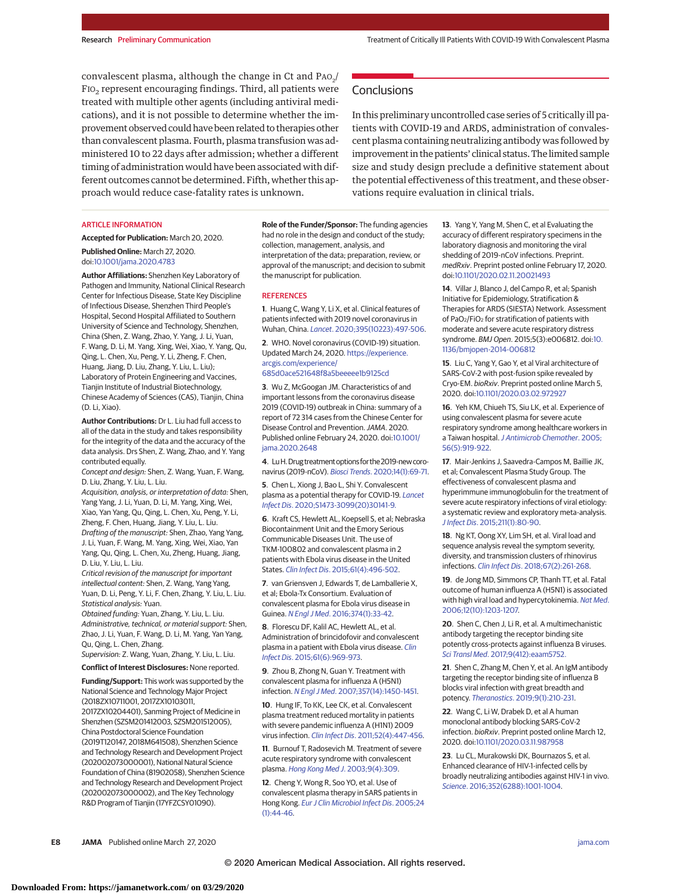convalescent plasma, although the change in Ct and $PAO_2/FIO_2$ represent encouraging findings. Third, all patients were treated with multiple other agents (including antiviral medications), and it is not possible to determine whether the improvement observed could have been related to therapies other than convalescent plasma. Fourth, plasma transfusion was administered 10 to 22 days after admission; whether a different timing of administration would have been associated with different outcomes cannot be determined. Fifth, whether this approach would reduce case-fatality rates is unknown.

## Conclusions

In this preliminary uncontrolled case series of 5 critically ill patients with COVID-19 and ARDS, administration of convalescent plasma containing neutralizing antibody was followed by improvement in the patients' clinical status. The limited sample size and study design preclude a definitive statement about the potential effectiveness of this treatment, and these observations require evaluation in clinical trials.

### ARTICLE INFORMATION

**Accepted for Publication:** March 20, 2020.

**Published Online:** March 27, 2020. doi:10.1001/jama.2020.4783

**Author Affiliations:** Shenzhen Key Laboratory of Pathogen and Immunity, National Clinical Research Center for Infectious Disease, State Key Discipline of Infectious Disease, Shenzhen Third People's Hospital, Second Hospital Affiliated to Southern University of Science and Technology, Shenzhen, China (Shen, Z. Wang, Zhao, Y. Yang, J. Li, Yuan, F. Wang, D. Li, M. Yang, Xing, Wei, Xiao, Y. Yang, Qu, Qing, L. Chen, Xu, Peng, Y. Li, Zheng, F. Chen, Huang, Jiang, D. Liu, Zhang, Y. Liu, L. Liu); Laboratory of Protein Engineering and Vaccines, Tianjin Institute of Industrial Biotechnology, Chinese Academy of Sciences (CAS), Tianjin, China (D. Li, Xiao).

**Author Contributions:** Dr L. Liu had full access to all of the data in the study and takes responsibility for the integrity of the data and the accuracy of the data analysis. Drs Shen, Z. Wang, Zhao, and Y. Yang contributed equally.

*Concept and design:* Shen, Z. Wang, Yuan, F. Wang, D. Liu, Zhang, Y. Liu, L. Liu.

*Acquisition, analysis, or interpretation of data:* Shen, Yang Yang, J. Li, Yuan, D. Li, M. Yang, Xing, Wei, Xiao, Yan Yang, Qu, Qing, L. Chen, Xu, Peng, Y. Li, Zheng, F. Chen, Huang, Jiang, Y. Liu, L. Liu.

*Drafting of the manuscript:* Shen, Zhao, Yang Yang, J. Li, Yuan, F. Wang, M. Yang, Xing, Wei, Xiao, Yan Yang, Qu, Qing, L. Chen, Xu, Zheng, Huang, Jiang, D. Liu, Y. Liu, L. Liu.

*Critical revision of the manuscript for important intellectual content:* Shen, Z. Wang, Yang Yang, Yuan, D. Li, Peng, Y. Li, F. Chen, Zhang, Y. Liu, L. Liu.

*Statistical analysis:* Yuan.

*Obtained funding:* Yuan, Zhang, Y. Liu, L. Liu.

*Administrative, technical, or material support:* Shen, Zhao, J. Li, Yuan, F. Wang, D. Li, M. Yang, Yan Yang, Qu, Qing, L. Chen, Zhang.

*Supervision:* Z. Wang, Yuan, Zhang, Y. Liu, L. Liu.

**Conflict of Interest Disclosures:** None reported.

**Funding/Support:** This work was supported by the National Science and Technology Major Project (2018ZX10711001, 2017ZX10103011, 2017ZX10204401), Sanming Project of Medicine in Shenzhen (SZSM201412003, SZSM201512005), China Postdoctoral Science Foundation (2019T120147, 2018M641508), Shenzhen Science and Technology Research and Development Project (202002073000001), National Natural Science Foundation of China (81902058), Shenzhen Science and Technology Research and Development Project (202002073000002), and The Key Technology R&D Program of Tianjin (17YFZCSY01090).

**Role of the Funder/Sponsor:** The funding agencies had no role in the design and conduct of the study; collection, management, analysis, and interpretation of the data; preparation, review, or approval of the manuscript; and decision to submit the manuscript for publication.

### REFERENCES

1. Huang C, Wang Y, Li X, et al. Clinical features of patients infected with 2019 novel coronavirus in Wuhan, China. *Lancet*. 2020;395(10223):497-506.

2. WHO. Novel coronavirus (COVID-19) situation. Updated March 24, 2020. https://experience.arcgis.com/experience/685d0ace521648f8a5beeeee1b9125cd

3. Wu Z, McGoogan JM. Characteristics of and important lessons from the coronavirus disease 2019 (COVID-19) outbreak in China: summary of a report of 72 314 cases from the Chinese Center for Disease Control and Prevention. *JAMA*. 2020. Published online February 24, 2020. doi:10.1001/jama.2020.2648

4. Lu H. Drug treatment options for the 2019-new coronavirus (2019-nCoV). *Biosci Trends*. 2020;14(1):69-71.

5. Chen L, Xiong J, Bao L, Shi Y. Convalescent plasma as a potential therapy for COVID-19. *Lancet Infect Dis*. 2020;S1473-3099(20)30141-9.

6. Kraft CS, Hewlett AL, Koepsell S, et al; Nebraska Biocontainment Unit and the Emory Serious Communicable Diseases Unit. The use of TKM-100802 and convalescent plasma in 2 patients with Ebola virus disease in the United States. *Clin Infect Dis*. 2015;61(4):496-502.

7. van Griensven J, Edwards T, de Lamballerie X, et al; Ebola-Tx Consortium. Evaluation of convalescent plasma for Ebola virus disease in Guinea. *N Engl J Med*. 2016;374(1):33-42.

8. Florescu DF, Kalil AC, Hewlett AL, et al. Administration of brincidofovir and convalescent plasma in a patient with Ebola virus disease. *Clin Infect Dis*. 2015;61(6):969-973.

9. Zhou B, Zhong N, Guan Y. Treatment with convalescent plasma for influenza A (H5N1) infection. *N Engl J Med*. 2007;357(14):1450-1451.

10. Hung IF, To KK, Lee CK, et al. Convalescent plasma treatment reduced mortality in patients with severe pandemic influenza A (H1N1) 2009 virus infection. *Clin Infect Dis*. 2011;52(4):447-456.

11. Burnouf T, Radosevich M. Treatment of severe acute respiratory syndrome with convalescent plasma. *Hong Kong Med J*. 2003;9(4):309.

12. Cheng Y, Wong R, Soo YO, et al. Use of convalescent plasma therapy in SARS patients in Hong Kong. *Eur J Clin Microbiol Infect Dis*. 2005;24(1):44-46.

13. Yang Y, Yang M, Shen C, et al Evaluating the accuracy of different respiratory specimens in the laboratory diagnosis and monitoring the viral shedding of 2019-nCoV infections. Preprint. *medRxiv*. Preprint posted online February 17, 2020. doi:10.1101/2020.02.11.20021493

14. Villar J, Blanco J, del Campo R, et al; Spanish Initiative for Epidemiology, Stratification & Therapies for ARDS (SIESTA) Network. Assessment of $PaO_2/FiO_2$ for stratification of patients with moderate and severe acute respiratory distress syndrome. *BMJ Open*. 2015;5(3):e006812. doi:10.1136/bmjopen-2014-006812

15. Liu C, Yang Y, Gao Y, et al Viral architecture of SARS-CoV-2 with post-fusion spike revealed by Cryo-EM. *bioRxiv*. Preprint posted online March 5, 2020. doi:10.1101/2020.03.02.972927

16. Yeh KM, Chiueh TS, Siu LK, et al. Experience of using convalescent plasma for severe acute respiratory syndrome among healthcare workers in a Taiwan hospital. *J Antimicrob Chemother*. 2005;56(5):919-922.

17. Mair-Jenkins J, Saavedra-Campos M, Baillie JK, et al; Convalescent Plasma Study Group. The effectiveness of convalescent plasma and hyperimmune immunoglobulin for the treatment of severe acute respiratory infections of viral etiology: a systematic review and exploratory meta-analysis. *J Infect Dis*. 2015;211(1):80-90.

18. Ng KT, Oong XY, Lim SH, et al. Viral load and sequence analysis reveal the symptom severity, diversity, and transmission clusters of rhinovirus infections. *Clin Infect Dis*. 2018;67(2):261-268.

19. de Jong MD, Simmons CP, Thanh TT, et al. Fatal outcome of human influenza A (H5N1) is associated with high viral load and hypercytokinemia. *Nat Med*. 2006;12(10):1203-1207.

20. Shen C, Chen J, Li R, et al. A multimechanistic antibody targeting the receptor binding site potently cross-protects against influenza B viruses. *Sci Transl Med*. 2017;9(412):eaam5752.

21. Shen C, Zhang M, Chen Y, et al. An IgM antibody targeting the receptor binding site of influenza B blocks viral infection with great breadth and potency. *Theranostics*. 2019;9(1):210-231.

22. Wang C, Li W, Drabek D, et al A human monoclonal antibody blocking SARS-CoV-2 infection. *bioRxiv*. Preprint posted online March 12, 2020. doi:10.1101/2020.03.11.987958

23. Lu CL, Murakowski DK, Bournazos S, et al. Enhanced clearance of HIV-1-infected cells by broadly neutralizing antibodies against HIV-1 in vivo. *Science*. 2016;352(6288):1001-1004.